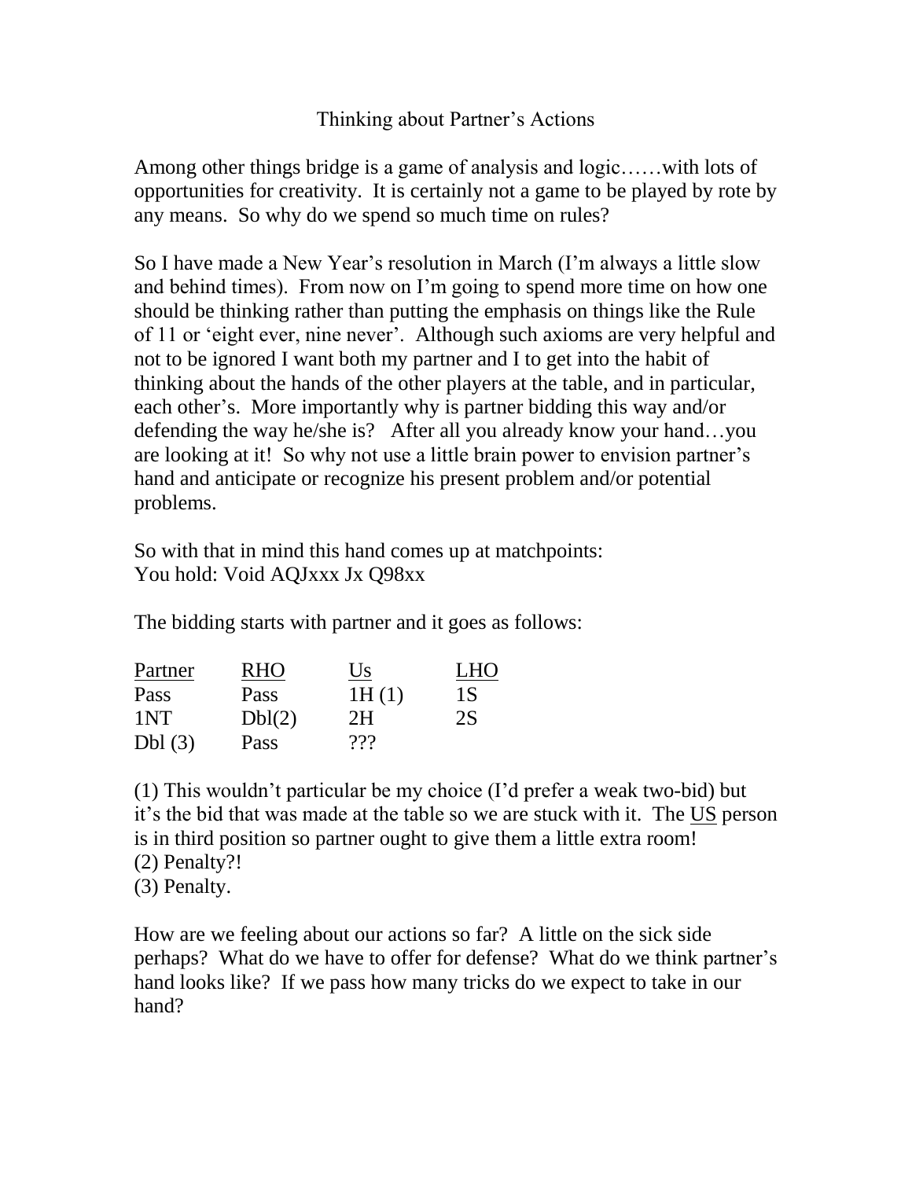# Thinking about Partner's Actions

Among other things bridge is a game of analysis and logic……with lots of opportunities for creativity. It is certainly not a game to be played by rote by any means. So why do we spend so much time on rules?

So I have made a New Year's resolution in March (I'm always a little slow and behind times). From now on I'm going to spend more time on how one should be thinking rather than putting the emphasis on things like the Rule of 11 or 'eight ever, nine never'. Although such axioms are very helpful and not to be ignored I want both my partner and I to get into the habit of thinking about the hands of the other players at the table, and in particular, each other's. More importantly why is partner bidding this way and/or defending the way he/she is? After all you already know your hand…you are looking at it! So why not use a little brain power to envision partner's hand and anticipate or recognize his present problem and/or potential problems.

So with that in mind this hand comes up at matchpoints:
You hold: Void AQJxxx Jx Q98xx

The bidding starts with partner and it goes as follows:

| Partner | RHO | Us | LHO |
|---|---|---|---|
| Pass | Pass | 1H (1) | 1S |
| 1NT | Dbl(2) | 2H | 2S |
| Dbl (3) | Pass | ??? | |

(1) This wouldn't particular be my choice (I'd prefer a weak two-bid) but it's the bid that was made at the table so we are stuck with it. The <u>US</u> person is in third position so partner ought to give them a little extra room!
(2) Penalty?!
(3) Penalty.

How are we feeling about our actions so far? A little on the sick side perhaps? What do we have to offer for defense? What do we think partner's hand looks like? If we pass how many tricks do we expect to take in our hand?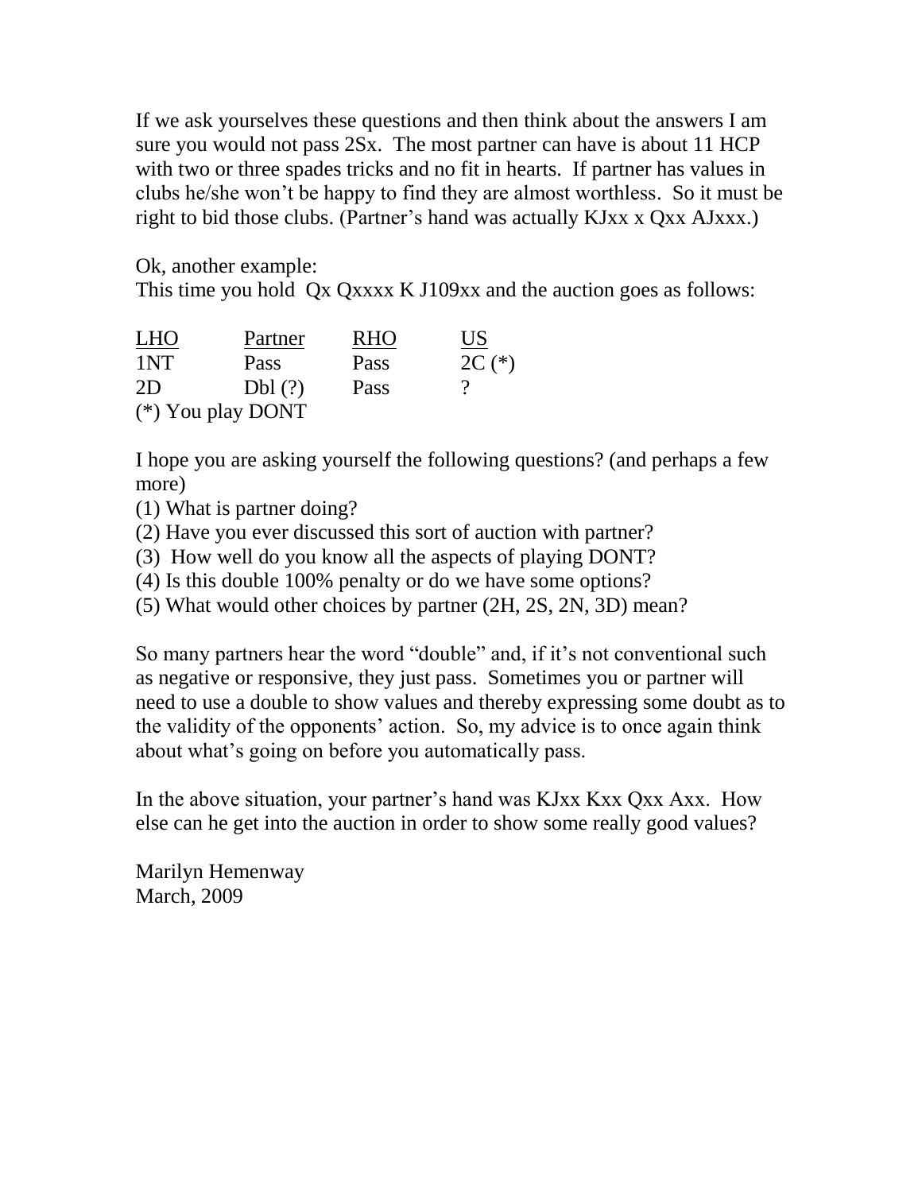If we ask yourselves these questions and then think about the answers I am sure you would not pass 2Sx. The most partner can have is about 11 HCP with two or three spades tricks and no fit in hearts. If partner has values in clubs he/she won't be happy to find they are almost worthless. So it must be right to bid those clubs. (Partner's hand was actually KJxx x Qxx AJxxx.)

Ok, another example:
This time you hold Qx Qxxxx K J109xx and the auction goes as follows:

| LHO | Partner | RHO | US |
|---|---|---|---|
| 1NT | Pass | Pass | 2C (*) |
| 2D | Dbl (?) | Pass | ? |

(*) You play DONT

I hope you are asking yourself the following questions? (and perhaps a few more)

(1) What is partner doing?
(2) Have you ever discussed this sort of auction with partner?
(3) How well do you know all the aspects of playing DONT?
(4) Is this double 100% penalty or do we have some options?
(5) What would other choices by partner (2H, 2S, 2N, 3D) mean?

So many partners hear the word "double" and, if it's not conventional such as negative or responsive, they just pass. Sometimes you or partner will need to use a double to show values and thereby expressing some doubt as to the validity of the opponents' action. So, my advice is to once again think about what's going on before you automatically pass.

In the above situation, your partner's hand was KJxx Kxx Qxx Axx. How else can he get into the auction in order to show some really good values?

Marilyn Hemenway
March, 2009